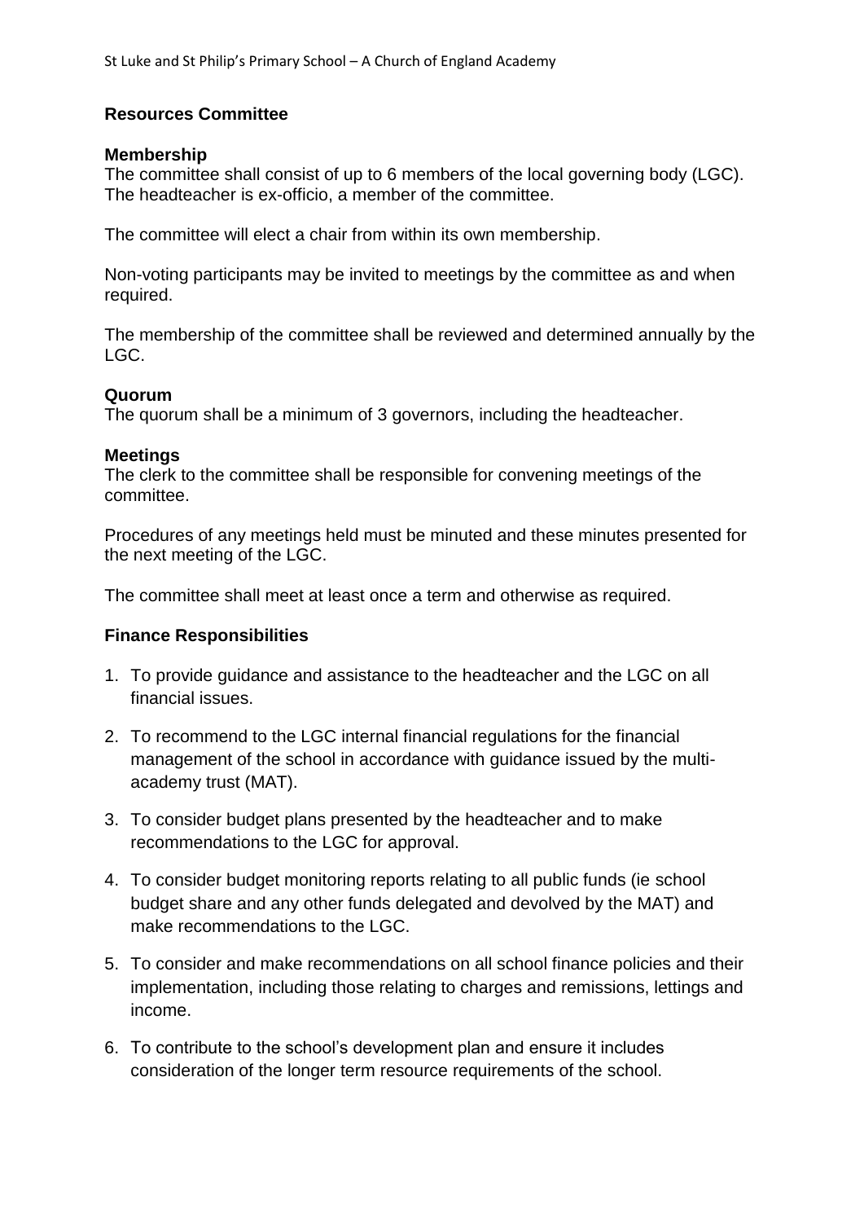## Resources Committee

### Membership

The committee shall consist of up to 6 members of the local governing body (LGC). The headteacher is ex-officio, a member of the committee.

The committee will elect a chair from within its own membership.

Non-voting participants may be invited to meetings by the committee as and when required.

The membership of the committee shall be reviewed and determined annually by the LGC.

### Quorum

The quorum shall be a minimum of 3 governors, including the headteacher.

### Meetings

The clerk to the committee shall be responsible for convening meetings of the committee.

Procedures of any meetings held must be minuted and these minutes presented for the next meeting of the LGC.

The committee shall meet at least once a term and otherwise as required.

### Finance Responsibilities

1. To provide guidance and assistance to the headteacher and the LGC on all financial issues.
2. To recommend to the LGC internal financial regulations for the financial management of the school in accordance with guidance issued by the multi-academy trust (MAT).
3. To consider budget plans presented by the headteacher and to make recommendations to the LGC for approval.
4. To consider budget monitoring reports relating to all public funds (ie school budget share and any other funds delegated and devolved by the MAT) and make recommendations to the LGC.
5. To consider and make recommendations on all school finance policies and their implementation, including those relating to charges and remissions, lettings and income.
6. To contribute to the school's development plan and ensure it includes consideration of the longer term resource requirements of the school.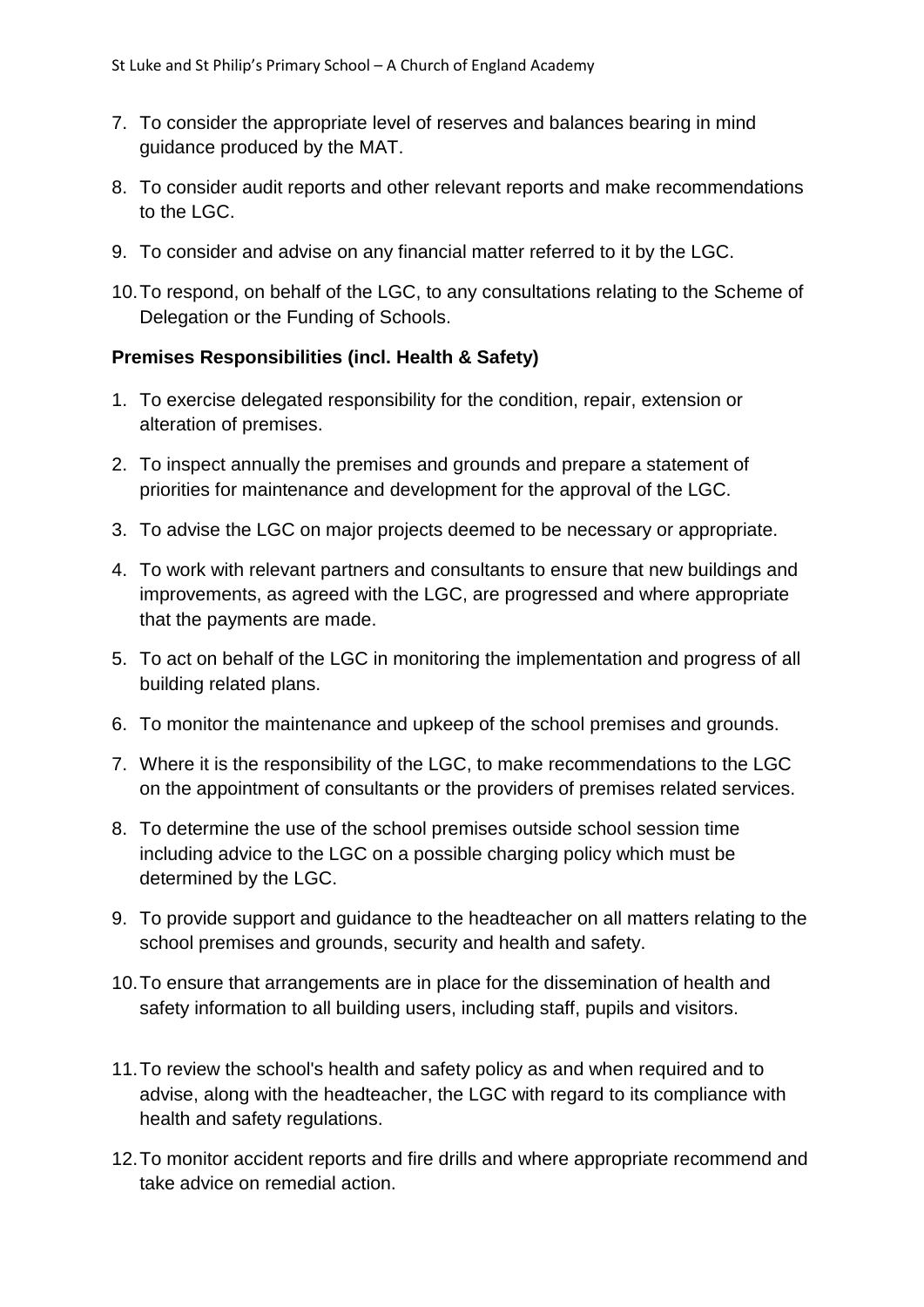7. To consider the appropriate level of reserves and balances bearing in mind guidance produced by the MAT.
8. To consider audit reports and other relevant reports and make recommendations to the LGC.
9. To consider and advise on any financial matter referred to it by the LGC.
10. To respond, on behalf of the LGC, to any consultations relating to the Scheme of Delegation or the Funding of Schools.

**Premises Responsibilities (incl. Health & Safety)**

1. To exercise delegated responsibility for the condition, repair, extension or alteration of premises.
2. To inspect annually the premises and grounds and prepare a statement of priorities for maintenance and development for the approval of the LGC.
3. To advise the LGC on major projects deemed to be necessary or appropriate.
4. To work with relevant partners and consultants to ensure that new buildings and improvements, as agreed with the LGC, are progressed and where appropriate that the payments are made.
5. To act on behalf of the LGC in monitoring the implementation and progress of all building related plans.
6. To monitor the maintenance and upkeep of the school premises and grounds.
7. Where it is the responsibility of the LGC, to make recommendations to the LGC on the appointment of consultants or the providers of premises related services.
8. To determine the use of the school premises outside school session time including advice to the LGC on a possible charging policy which must be determined by the LGC.
9. To provide support and guidance to the headteacher on all matters relating to the school premises and grounds, security and health and safety.
10. To ensure that arrangements are in place for the dissemination of health and safety information to all building users, including staff, pupils and visitors.
11. To review the school's health and safety policy as and when required and to advise, along with the headteacher, the LGC with regard to its compliance with health and safety regulations.
12. To monitor accident reports and fire drills and where appropriate recommend and take advice on remedial action.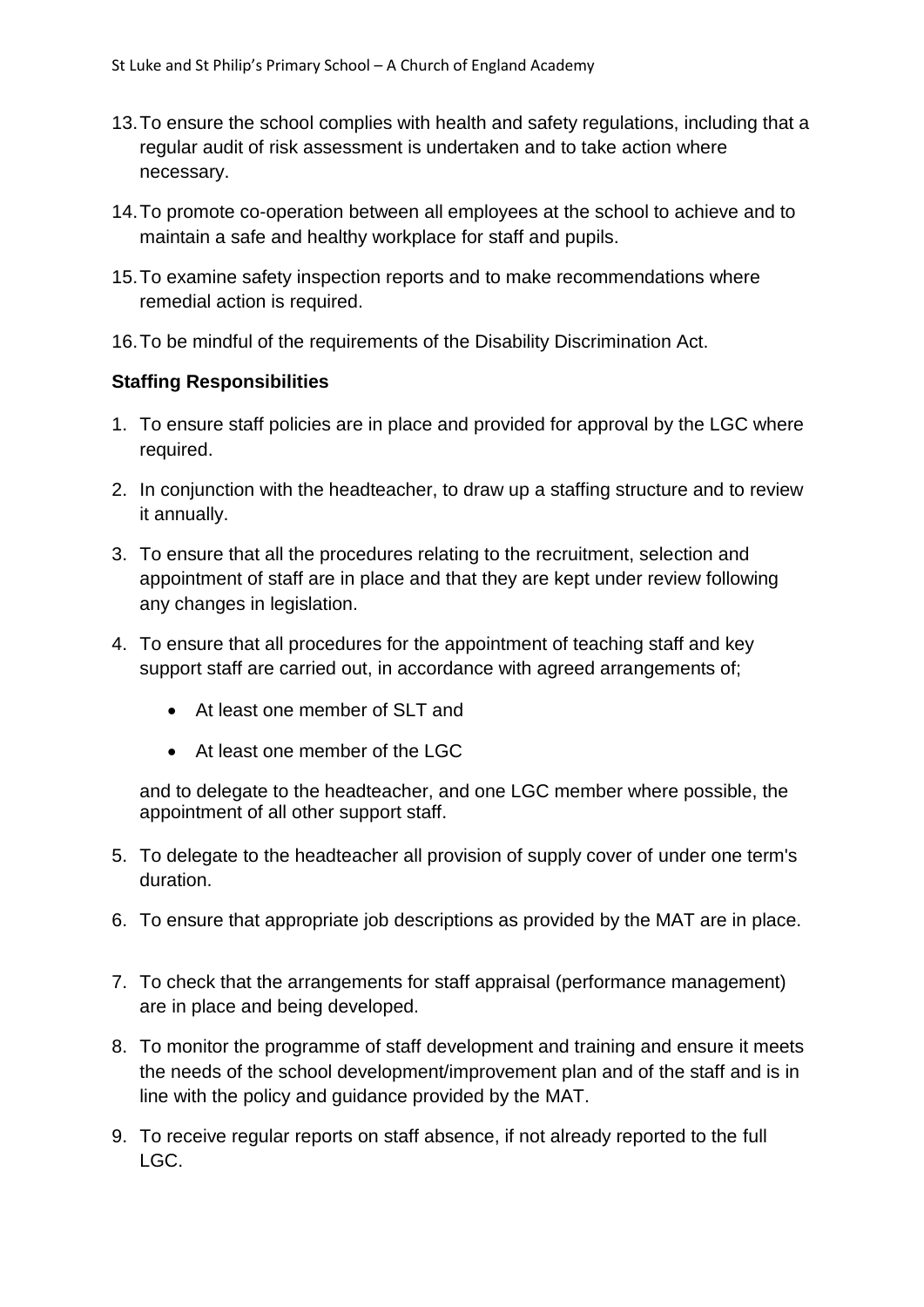13. To ensure the school complies with health and safety regulations, including that a regular audit of risk assessment is undertaken and to take action where necessary.
14. To promote co-operation between all employees at the school to achieve and to maintain a safe and healthy workplace for staff and pupils.
15. To examine safety inspection reports and to make recommendations where remedial action is required.
16. To be mindful of the requirements of the Disability Discrimination Act.

**Staffing Responsibilities**

1. To ensure staff policies are in place and provided for approval by the LGC where required.
2. In conjunction with the headteacher, to draw up a staffing structure and to review it annually.
3. To ensure that all the procedures relating to the recruitment, selection and appointment of staff are in place and that they are kept under review following any changes in legislation.
4. To ensure that all procedures for the appointment of teaching staff and key support staff are carried out, in accordance with agreed arrangements of;

    - At least one member of SLT and
    - At least one member of the LGC

    and to delegate to the headteacher, and one LGC member where possible, the appointment of all other support staff.
5. To delegate to the headteacher all provision of supply cover of under one term's duration.
6. To ensure that appropriate job descriptions as provided by the MAT are in place.
7. To check that the arrangements for staff appraisal (performance management) are in place and being developed.
8. To monitor the programme of staff development and training and ensure it meets the needs of the school development/improvement plan and of the staff and is in line with the policy and guidance provided by the MAT.
9. To receive regular reports on staff absence, if not already reported to the full LGC.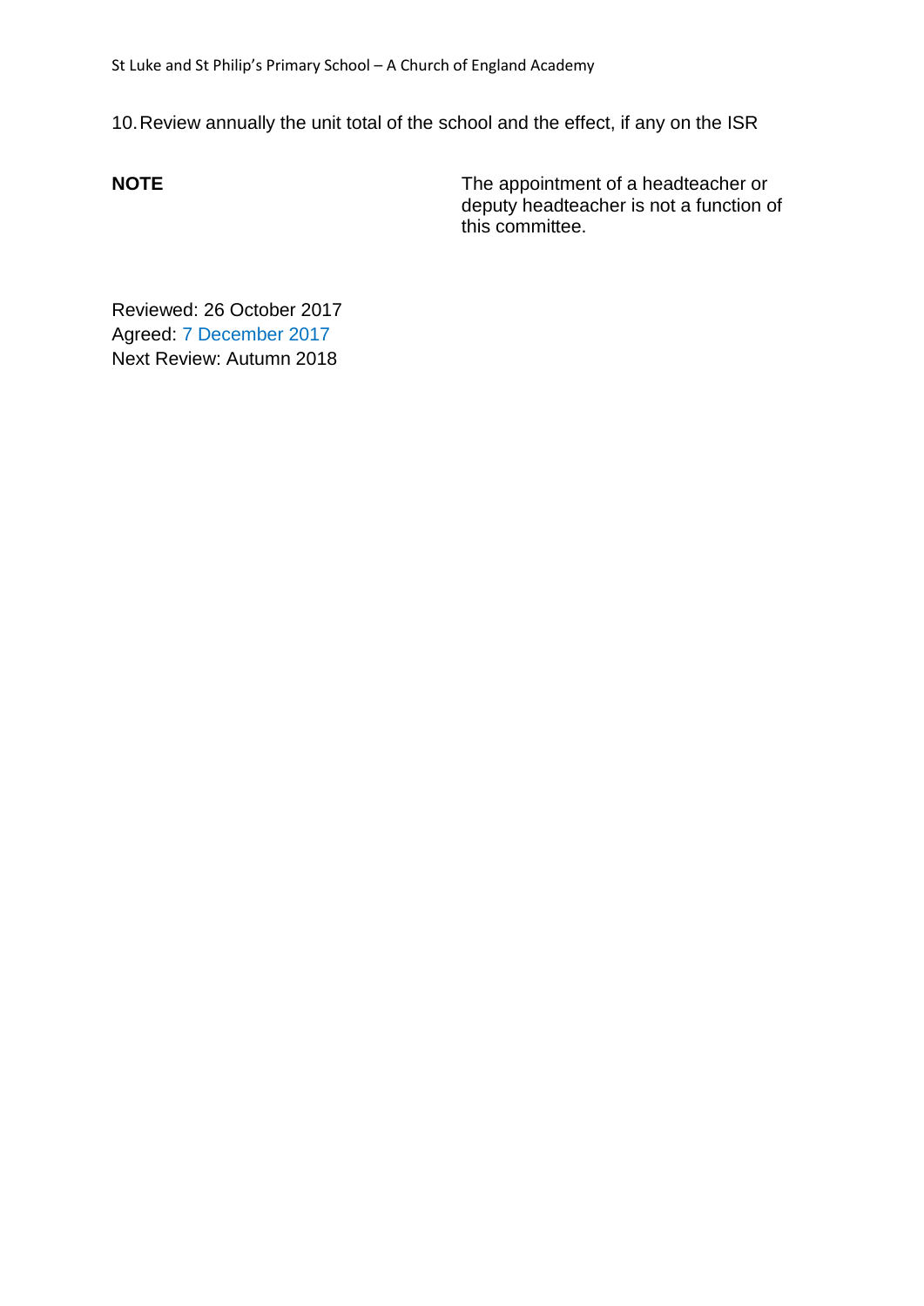10. Review annually the unit total of the school and the effect, if any on the ISR

| | |
|---|---|
| **NOTE** | The appointment of a headteacher or deputy headteacher is not a function of this committee. |

Reviewed: 26 October 2017
Agreed: 7 December 2017
Next Review: Autumn 2018